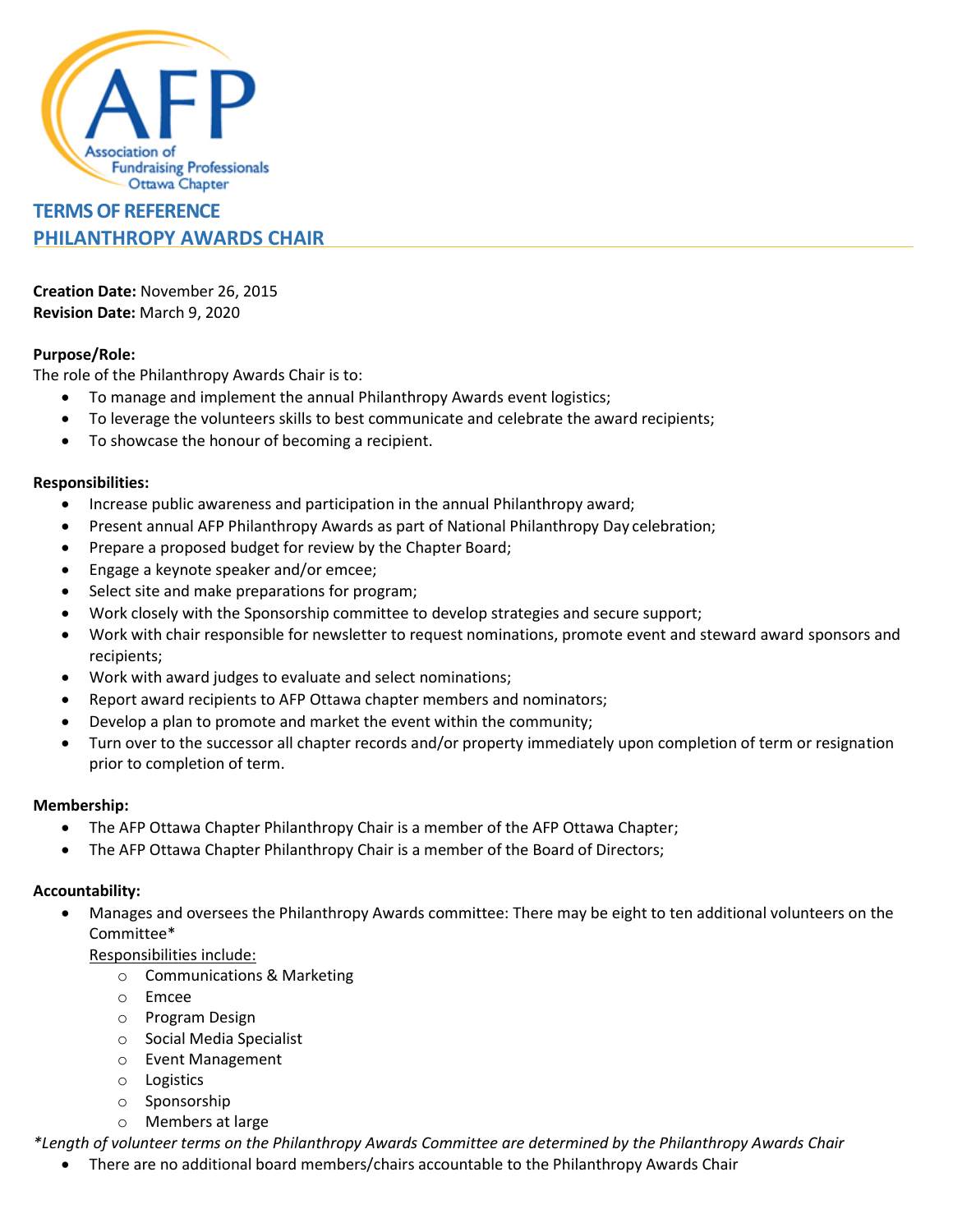Association of Fundraising Professionals
Ottawa Chapter

# TERMS OF REFERENCE
# PHILANTHROPY AWARDS CHAIR

**Creation Date:** November 26, 2015
**Revision Date:** March 9, 2020

**Purpose/Role:**
The role of the Philanthropy Awards Chair is to:

- To manage and implement the annual Philanthropy Awards event logistics;
- To leverage the volunteers skills to best communicate and celebrate the award recipients;
- To showcase the honour of becoming a recipient.

**Responsibilities:**

- Increase public awareness and participation in the annual Philanthropy award;
- Present annual AFP Philanthropy Awards as part of National Philanthropy Day celebration;
- Prepare a proposed budget for review by the Chapter Board;
- Engage a keynote speaker and/or emcee;
- Select site and make preparations for program;
- Work closely with the Sponsorship committee to develop strategies and secure support;
- Work with chair responsible for newsletter to request nominations, promote event and steward award sponsors and recipients;
- Work with award judges to evaluate and select nominations;
- Report award recipients to AFP Ottawa chapter members and nominators;
- Develop a plan to promote and market the event within the community;
- Turn over to the successor all chapter records and/or property immediately upon completion of term or resignation prior to completion of term.

**Membership:**

- The AFP Ottawa Chapter Philanthropy Chair is a member of the AFP Ottawa Chapter;
- The AFP Ottawa Chapter Philanthropy Chair is a member of the Board of Directors;

**Accountability:**

- Manages and oversees the Philanthropy Awards committee: There may be eight to ten additional volunteers on the Committee*

  Responsibilities include:
  - Communications & Marketing
  - Emcee
  - Program Design
  - Social Media Specialist
  - Event Management
  - Logistics
  - Sponsorship
  - Members at large

*Length of volunteer terms on the Philanthropy Awards Committee are determined by the Philanthropy Awards Chair*

- There are no additional board members/chairs accountable to the Philanthropy Awards Chair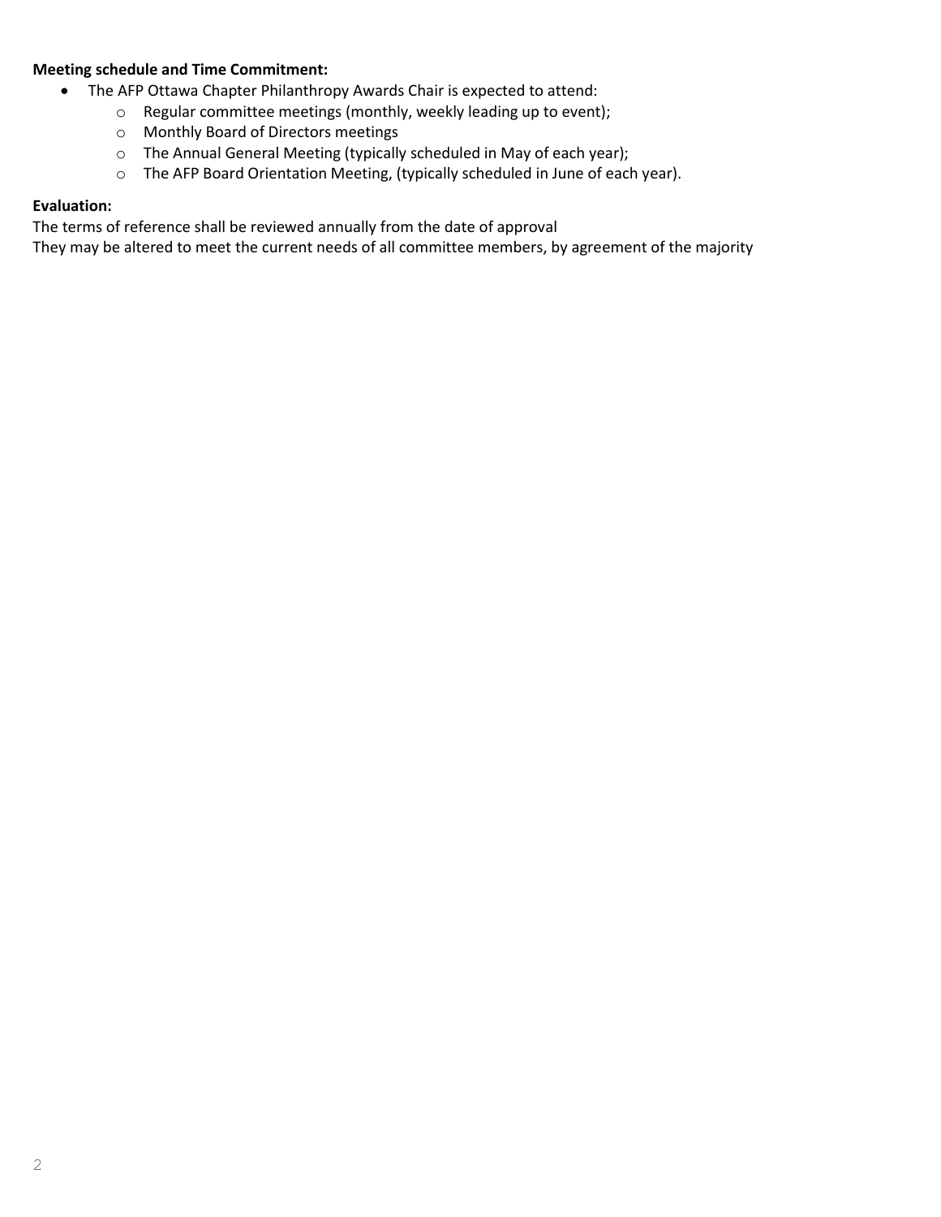**Meeting schedule and Time Commitment:**

- The AFP Ottawa Chapter Philanthropy Awards Chair is expected to attend:
  - Regular committee meetings (monthly, weekly leading up to event);
  - Monthly Board of Directors meetings
  - The Annual General Meeting (typically scheduled in May of each year);
  - The AFP Board Orientation Meeting, (typically scheduled in June of each year).

**Evaluation:**

The terms of reference shall be reviewed annually from the date of approval
They may be altered to meet the current needs of all committee members, by agreement of the majority